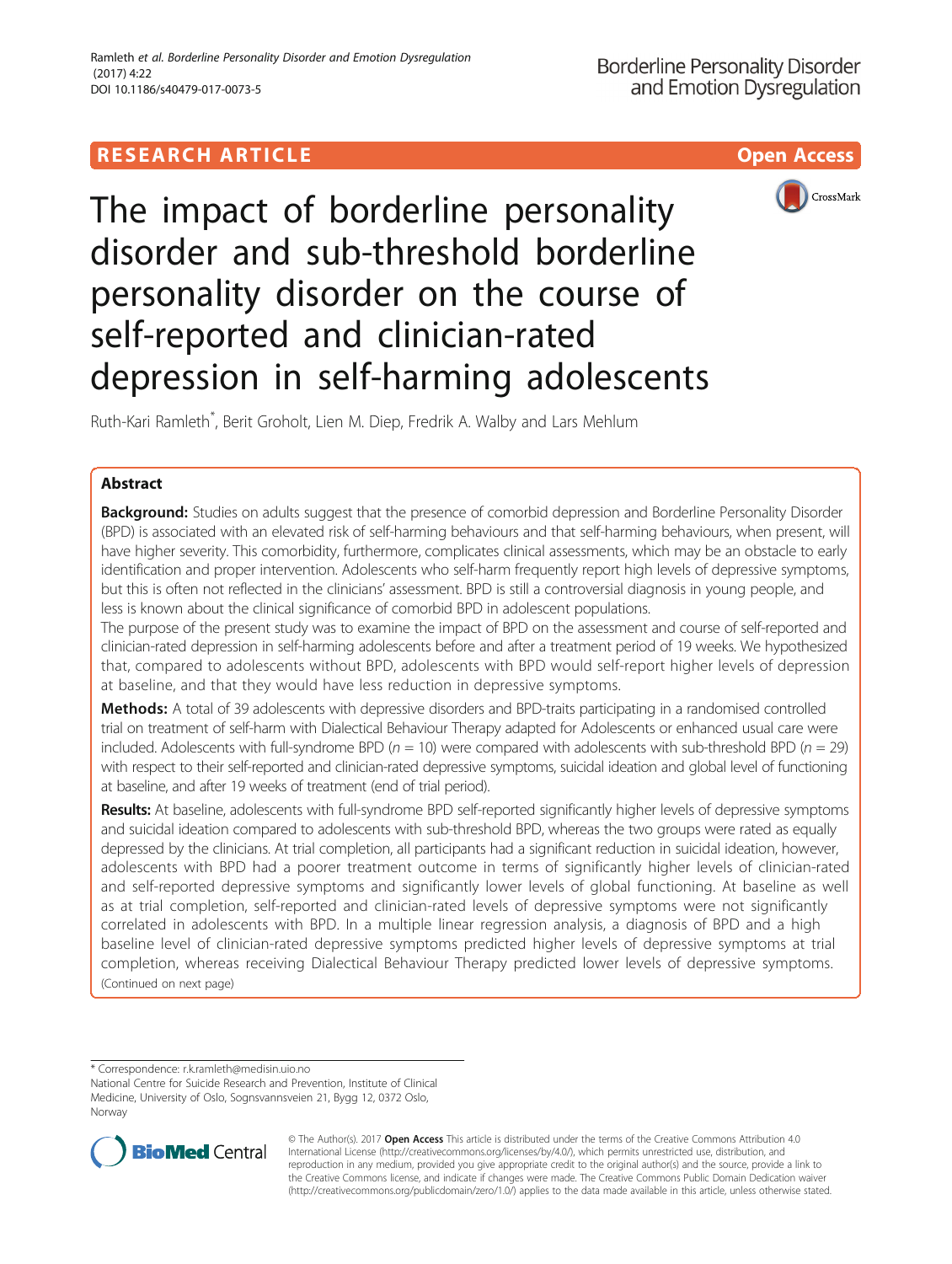RESEARCH ARTICLE

Open Access

# The impact of borderline personality disorder and sub-threshold borderline personality disorder on the course of self-reported and clinician-rated depression in self-harming adolescents

Ruth-Kari Ramleth*, Berit Groholt, Lien M. Diep, Fredrik A. Walby and Lars Mehlum

## Abstract

**Background:** Studies on adults suggest that the presence of comorbid depression and Borderline Personality Disorder (BPD) is associated with an elevated risk of self-harming behaviours and that self-harming behaviours, when present, will have higher severity. This comorbidity, furthermore, complicates clinical assessments, which may be an obstacle to early identification and proper intervention. Adolescents who self-harm frequently report high levels of depressive symptoms, but this is often not reflected in the clinicians' assessment. BPD is still a controversial diagnosis in young people, and less is known about the clinical significance of comorbid BPD in adolescent populations.

The purpose of the present study was to examine the impact of BPD on the assessment and course of self-reported and clinician-rated depression in self-harming adolescents before and after a treatment period of 19 weeks. We hypothesized that, compared to adolescents without BPD, adolescents with BPD would self-report higher levels of depression at baseline, and that they would have less reduction in depressive symptoms.

**Methods:** A total of 39 adolescents with depressive disorders and BPD-traits participating in a randomised controlled trial on treatment of self-harm with Dialectical Behaviour Therapy adapted for Adolescents or enhanced usual care were included. Adolescents with full-syndrome BPD ($n = 10$) were compared with adolescents with sub-threshold BPD ($n = 29$) with respect to their self-reported and clinician-rated depressive symptoms, suicidal ideation and global level of functioning at baseline, and after 19 weeks of treatment (end of trial period).

**Results:** At baseline, adolescents with full-syndrome BPD self-reported significantly higher levels of depressive symptoms and suicidal ideation compared to adolescents with sub-threshold BPD, whereas the two groups were rated as equally depressed by the clinicians. At trial completion, all participants had a significant reduction in suicidal ideation, however, adolescents with BPD had a poorer treatment outcome in terms of significantly higher levels of clinician-rated and self-reported depressive symptoms and significantly lower levels of global functioning. At baseline as well as at trial completion, self-reported and clinician-rated levels of depressive symptoms were not significantly correlated in adolescents with BPD. In a multiple linear regression analysis, a diagnosis of BPD and a high baseline level of clinician-rated depressive symptoms predicted higher levels of depressive symptoms at trial completion, whereas receiving Dialectical Behaviour Therapy predicted lower levels of depressive symptoms. (Continued on next page)

---

* Correspondence: r.k.ramleth@medisin.uio.no
National Centre for Suicide Research and Prevention, Institute of Clinical Medicine, University of Oslo, Sognsvannsveien 21, Bygg 12, 0372 Oslo, Norway

© The Author(s). 2017 **Open Access** This article is distributed under the terms of the Creative Commons Attribution 4.0 International License (http://creativecommons.org/licenses/by/4.0/), which permits unrestricted use, distribution, and reproduction in any medium, provided you give appropriate credit to the original author(s) and the source, provide a link to the Creative Commons license, and indicate if changes were made. The Creative Commons Public Domain Dedication waiver (http://creativecommons.org/publicdomain/zero/1.0/) applies to the data made available in this article, unless otherwise stated.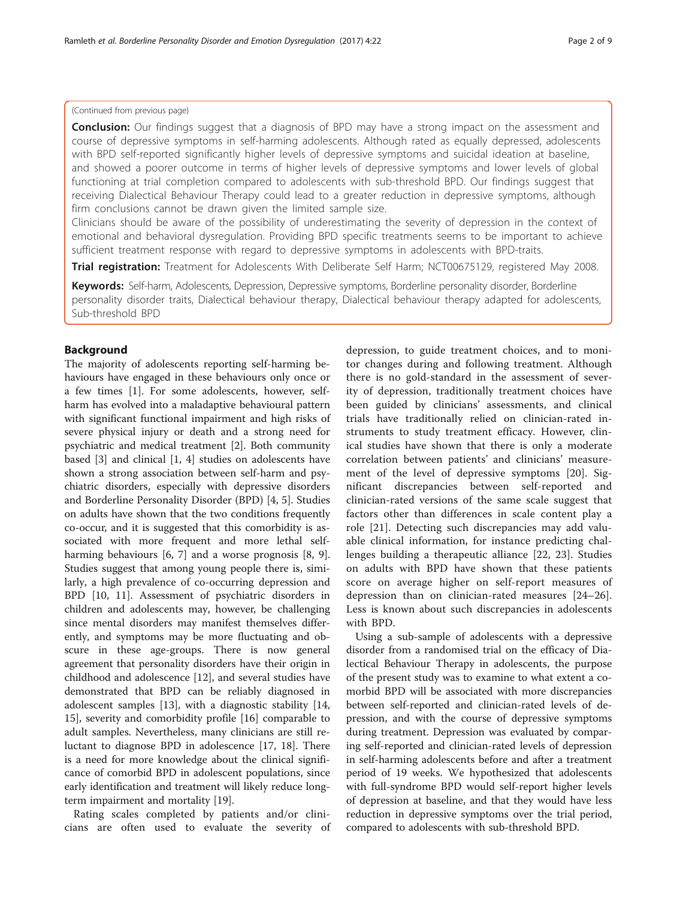(Continued from previous page)

**Conclusion:** Our findings suggest that a diagnosis of BPD may have a strong impact on the assessment and course of depressive symptoms in self-harming adolescents. Although rated as equally depressed, adolescents with BPD self-reported significantly higher levels of depressive symptoms and suicidal ideation at baseline, and showed a poorer outcome in terms of higher levels of depressive symptoms and lower levels of global functioning at trial completion compared to adolescents with sub-threshold BPD. Our findings suggest that receiving Dialectical Behaviour Therapy could lead to a greater reduction in depressive symptoms, although firm conclusions cannot be drawn given the limited sample size.

Clinicians should be aware of the possibility of underestimating the severity of depression in the context of emotional and behavioral dysregulation. Providing BPD specific treatments seems to be important to achieve sufficient treatment response with regard to depressive symptoms in adolescents with BPD-traits.

**Trial registration:** Treatment for Adolescents With Deliberate Self Harm; NCT00675129, registered May 2008.

**Keywords:** Self-harm, Adolescents, Depression, Depressive symptoms, Borderline personality disorder, Borderline personality disorder traits, Dialectical behaviour therapy, Dialectical behaviour therapy adapted for adolescents, Sub-threshold BPD

## Background

The majority of adolescents reporting self-harming behaviours have engaged in these behaviours only once or a few times [1]. For some adolescents, however, self-harm has evolved into a maladaptive behavioural pattern with significant functional impairment and high risks of severe physical injury or death and a strong need for psychiatric and medical treatment [2]. Both community based [3] and clinical [1, 4] studies on adolescents have shown a strong association between self-harm and psychiatric disorders, especially with depressive disorders and Borderline Personality Disorder (BPD) [4, 5]. Studies on adults have shown that the two conditions frequently co-occur, and it is suggested that this comorbidity is associated with more frequent and more lethal self-harming behaviours [6, 7] and a worse prognosis [8, 9]. Studies suggest that among young people there is, similarly, a high prevalence of co-occurring depression and BPD [10, 11]. Assessment of psychiatric disorders in children and adolescents may, however, be challenging since mental disorders may manifest themselves differently, and symptoms may be more fluctuating and obscure in these age-groups. There is now general agreement that personality disorders have their origin in childhood and adolescence [12], and several studies have demonstrated that BPD can be reliably diagnosed in adolescent samples [13], with a diagnostic stability [14, 15], severity and comorbidity profile [16] comparable to adult samples. Nevertheless, many clinicians are still reluctant to diagnose BPD in adolescence [17, 18]. There is a need for more knowledge about the clinical significance of comorbid BPD in adolescent populations, since early identification and treatment will likely reduce long-term impairment and mortality [19].

Rating scales completed by patients and/or clinicians are often used to evaluate the severity of depression, to guide treatment choices, and to monitor changes during and following treatment. Although there is no gold-standard in the assessment of severity of depression, traditionally treatment choices have been guided by clinicians' assessments, and clinical trials have traditionally relied on clinician-rated instruments to study treatment efficacy. However, clinical studies have shown that there is only a moderate correlation between patients' and clinicians' measurement of the level of depressive symptoms [20]. Significant discrepancies between self-reported and clinician-rated versions of the same scale suggest that factors other than differences in scale content play a role [21]. Detecting such discrepancies may add valuable clinical information, for instance predicting challenges building a therapeutic alliance [22, 23]. Studies on adults with BPD have shown that these patients score on average higher on self-report measures of depression than on clinician-rated measures [24–26]. Less is known about such discrepancies in adolescents with BPD.

Using a sub-sample of adolescents with a depressive disorder from a randomised trial on the efficacy of Dialectical Behaviour Therapy in adolescents, the purpose of the present study was to examine to what extent a comorbid BPD will be associated with more discrepancies between self-reported and clinician-rated levels of depression, and with the course of depressive symptoms during treatment. Depression was evaluated by comparing self-reported and clinician-rated levels of depression in self-harming adolescents before and after a treatment period of 19 weeks. We hypothesized that adolescents with full-syndrome BPD would self-report higher levels of depression at baseline, and that they would have less reduction in depressive symptoms over the trial period, compared to adolescents with sub-threshold BPD.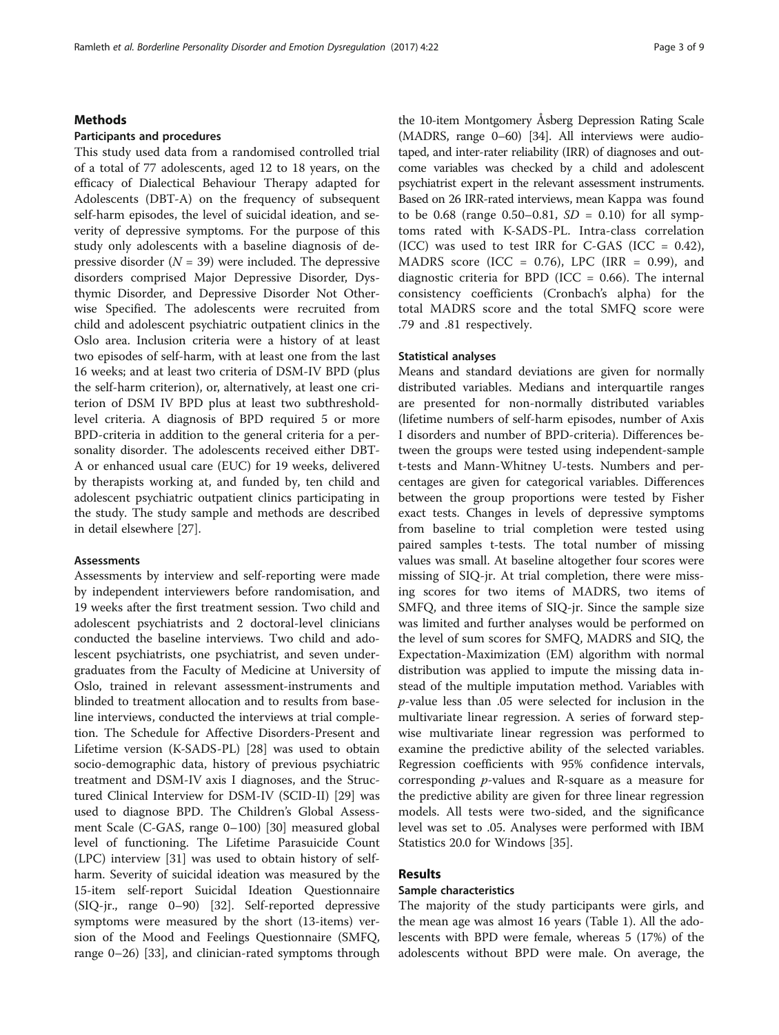## Methods

### Participants and procedures

This study used data from a randomised controlled trial of a total of 77 adolescents, aged 12 to 18 years, on the efficacy of Dialectical Behaviour Therapy adapted for Adolescents (DBT-A) on the frequency of subsequent self-harm episodes, the level of suicidal ideation, and severity of depressive symptoms. For the purpose of this study only adolescents with a baseline diagnosis of depressive disorder ($N = 39$) were included. The depressive disorders comprised Major Depressive Disorder, Dysthymic Disorder, and Depressive Disorder Not Otherwise Specified. The adolescents were recruited from child and adolescent psychiatric outpatient clinics in the Oslo area. Inclusion criteria were a history of at least two episodes of self-harm, with at least one from the last 16 weeks; and at least two criteria of DSM-IV BPD (plus the self-harm criterion), or, alternatively, at least one criterion of DSM IV BPD plus at least two subthreshold-level criteria. A diagnosis of BPD required 5 or more BPD-criteria in addition to the general criteria for a personality disorder. The adolescents received either DBT-A or enhanced usual care (EUC) for 19 weeks, delivered by therapists working at, and funded by, ten child and adolescent psychiatric outpatient clinics participating in the study. The study sample and methods are described in detail elsewhere [27].

### Assessments

Assessments by interview and self-reporting were made by independent interviewers before randomisation, and 19 weeks after the first treatment session. Two child and adolescent psychiatrists and 2 doctoral-level clinicians conducted the baseline interviews. Two child and adolescent psychiatrists, one psychiatrist, and seven undergraduates from the Faculty of Medicine at University of Oslo, trained in relevant assessment-instruments and blinded to treatment allocation and to results from baseline interviews, conducted the interviews at trial completion. The Schedule for Affective Disorders-Present and Lifetime version (K-SADS-PL) [28] was used to obtain socio-demographic data, history of previous psychiatric treatment and DSM-IV axis I diagnoses, and the Structured Clinical Interview for DSM-IV (SCID-II) [29] was used to diagnose BPD. The Children's Global Assessment Scale (C-GAS, range 0–100) [30] measured global level of functioning. The Lifetime Parasuicide Count (LPC) interview [31] was used to obtain history of self-harm. Severity of suicidal ideation was measured by the 15-item self-report Suicidal Ideation Questionnaire (SIQ-jr., range 0–90) [32]. Self-reported depressive symptoms were measured by the short (13-items) version of the Mood and Feelings Questionnaire (SMFQ, range 0–26) [33], and clinician-rated symptoms through the 10-item Montgomery Åsberg Depression Rating Scale (MADRS, range 0–60) [34]. All interviews were audio-taped, and inter-rater reliability (IRR) of diagnoses and outcome variables was checked by a child and adolescent psychiatrist expert in the relevant assessment instruments. Based on 26 IRR-rated interviews, mean Kappa was found to be 0.68 (range 0.50–0.81, $SD = 0.10$) for all symptoms rated with K-SADS-PL. Intra-class correlation (ICC) was used to test IRR for C-GAS (ICC = 0.42), MADRS score (ICC = 0.76), LPC (IRR = 0.99), and diagnostic criteria for BPD (ICC = 0.66). The internal consistency coefficients (Cronbach's alpha) for the total MADRS score and the total SMFQ score were .79 and .81 respectively.

### Statistical analyses

Means and standard deviations are given for normally distributed variables. Medians and interquartile ranges are presented for non-normally distributed variables (lifetime numbers of self-harm episodes, number of Axis I disorders and number of BPD-criteria). Differences between the groups were tested using independent-sample t-tests and Mann-Whitney U-tests. Numbers and percentages are given for categorical variables. Differences between the group proportions were tested by Fisher exact tests. Changes in levels of depressive symptoms from baseline to trial completion were tested using paired samples t-tests. The total number of missing values was small. At baseline altogether four scores were missing of SIQ-jr. At trial completion, there were missing scores for two items of MADRS, two items of SMFQ, and three items of SIQ-jr. Since the sample size was limited and further analyses would be performed on the level of sum scores for SMFQ, MADRS and SIQ, the Expectation-Maximization (EM) algorithm with normal distribution was applied to impute the missing data instead of the multiple imputation method. Variables with $p$-value less than .05 were selected for inclusion in the multivariate linear regression. A series of forward stepwise multivariate linear regression was performed to examine the predictive ability of the selected variables. Regression coefficients with 95% confidence intervals, corresponding $p$-values and R-square as a measure for the predictive ability are given for three linear regression models. All tests were two-sided, and the significance level was set to .05. Analyses were performed with IBM Statistics 20.0 for Windows [35].

## Results

### Sample characteristics

The majority of the study participants were girls, and the mean age was almost 16 years (Table 1). All the adolescents with BPD were female, whereas 5 (17%) of the adolescents without BPD were male. On average, the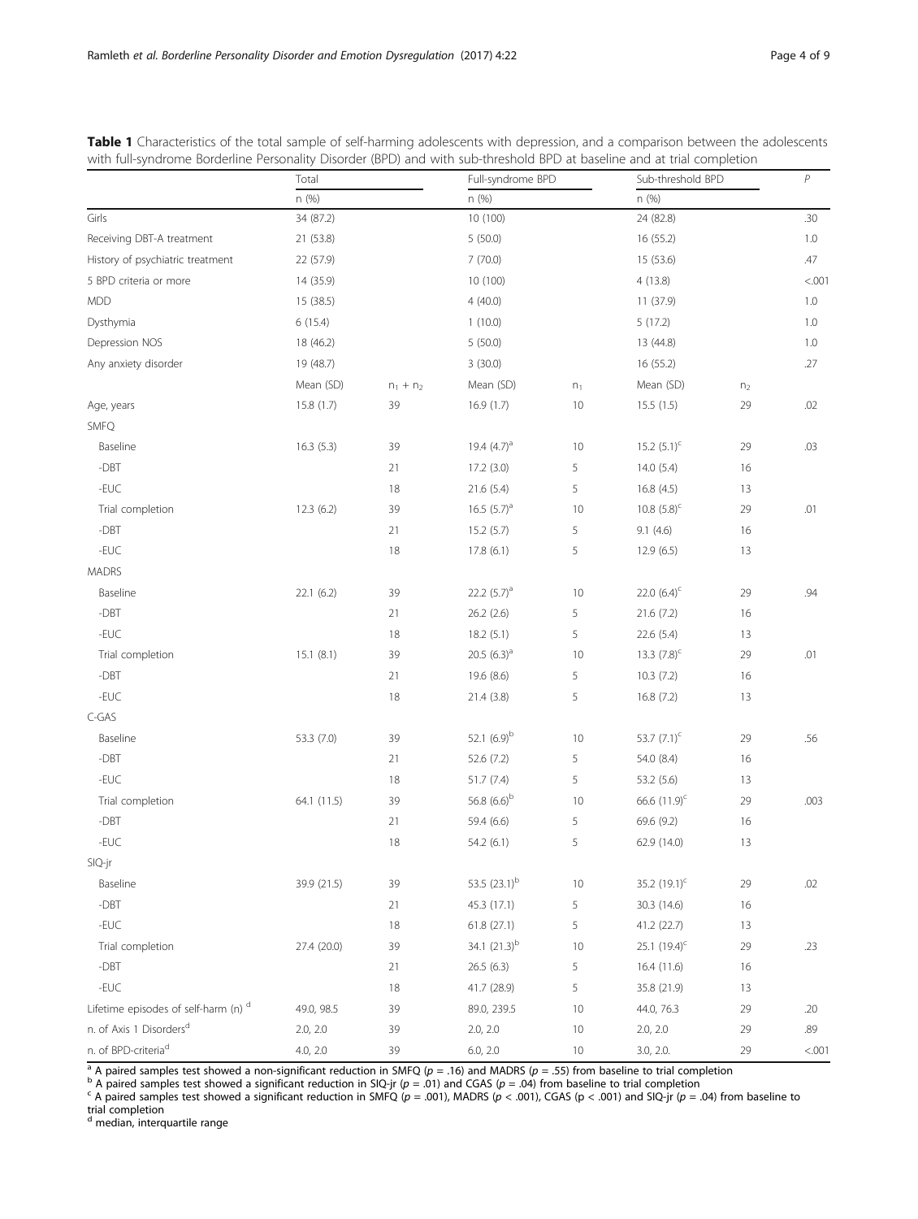**Table 1** Characteristics of the total sample of self-harming adolescents with depression, and a comparison between the adolescents with full-syndrome Borderline Personality Disorder (BPD) and with sub-threshold BPD at baseline and at trial completion

| | Total | | Full-syndrome BPD | | Sub-threshold BPD | | *P* |
|---|---|---|---|---|---|---|---|
| | n (%) | | n (%) | | n (%) | | |
| Girls | 34 (87.2) | | 10 (100) | | 24 (82.8) | | .30 |
| Receiving DBT-A treatment | 21 (53.8) | | 5 (50.0) | | 16 (55.2) | | 1.0 |
| History of psychiatric treatment | 22 (57.9) | | 7 (70.0) | | 15 (53.6) | | .47 |
| 5 BPD criteria or more | 14 (35.9) | | 10 (100) | | 4 (13.8) | | <.001 |
| MDD | 15 (38.5) | | 4 (40.0) | | 11 (37.9) | | 1.0 |
| Dysthymia | 6 (15.4) | | 1 (10.0) | | 5 (17.2) | | 1.0 |
| Depression NOS | 18 (46.2) | | 5 (50.0) | | 13 (44.8) | | 1.0 |
| Any anxiety disorder | 19 (48.7) | | 3 (30.0) | | 16 (55.2) | | .27 |
| | Mean (SD) | $n_1 + n_2$ | Mean (SD) | $n_1$ | Mean (SD) | $n_2$ | |
| Age, years | 15.8 (1.7) | 39 | 16.9 (1.7) | 10 | 15.5 (1.5) | 29 | .02 |
| SMFQ | | | | | | | |
| Baseline | 16.3 (5.3) | 39 | 19.4 (4.7)[a] | 10 | 15.2 (5.1)[c] | 29 | .03 |
| -DBT | | 21 | 17.2 (3.0) | 5 | 14.0 (5.4) | 16 | |
| -EUC | | 18 | 21.6 (5.4) | 5 | 16.8 (4.5) | 13 | |
| Trial completion | 12.3 (6.2) | 39 | 16.5 (5.7)[a] | 10 | 10.8 (5.8)[c] | 29 | .01 |
| -DBT | | 21 | 15.2 (5.7) | 5 | 9.1 (4.6) | 16 | |
| -EUC | | 18 | 17.8 (6.1) | 5 | 12.9 (6.5) | 13 | |
| MADRS | | | | | | | |
| Baseline | 22.1 (6.2) | 39 | 22.2 (5.7)[a] | 10 | 22.0 (6.4)[c] | 29 | .94 |
| -DBT | | 21 | 26.2 (2.6) | 5 | 21.6 (7.2) | 16 | |
| -EUC | | 18 | 18.2 (5.1) | 5 | 22.6 (5.4) | 13 | |
| Trial completion | 15.1 (8.1) | 39 | 20.5 (6.3)[a] | 10 | 13.3 (7.8)[c] | 29 | .01 |
| -DBT | | 21 | 19.6 (8.6) | 5 | 10.3 (7.2) | 16 | |
| -EUC | | 18 | 21.4 (3.8) | 5 | 16.8 (7.2) | 13 | |
| C-GAS | | | | | | | |
| Baseline | 53.3 (7.0) | 39 | 52.1 (6.9)[b] | 10 | 53.7 (7.1)[c] | 29 | .56 |
| -DBT | | 21 | 52.6 (7.2) | 5 | 54.0 (8.4) | 16 | |
| -EUC | | 18 | 51.7 (7.4) | 5 | 53.2 (5.6) | 13 | |
| Trial completion | 64.1 (11.5) | 39 | 56.8 (6.6)[b] | 10 | 66.6 (11.9)[c] | 29 | .003 |
| -DBT | | 21 | 59.4 (6.6) | 5 | 69.6 (9.2) | 16 | |
| -EUC | | 18 | 54.2 (6.1) | 5 | 62.9 (14.0) | 13 | |
| SIQ-jr | | | | | | | |
| Baseline | 39.9 (21.5) | 39 | 53.5 (23.1)[b] | 10 | 35.2 (19.1)[c] | 29 | .02 |
| -DBT | | 21 | 45.3 (17.1) | 5 | 30.3 (14.6) | 16 | |
| -EUC | | 18 | 61.8 (27.1) | 5 | 41.2 (22.7) | 13 | |
| Trial completion | 27.4 (20.0) | 39 | 34.1 (21.3)[b] | 10 | 25.1 (19.4)[c] | 29 | .23 |
| -DBT | | 21 | 26.5 (6.3) | 5 | 16.4 (11.6) | 16 | |
| -EUC | | 18 | 41.7 (28.9) | 5 | 35.8 (21.9) | 13 | |
| Lifetime episodes of self-harm (n) [d] | 49.0, 98.5 | 39 | 89.0, 239.5 | 10 | 44.0, 76.3 | 29 | .20 |
| n. of Axis 1 Disorders[d] | 2.0, 2.0 | 39 | 2.0, 2.0 | 10 | 2.0, 2.0 | 29 | .89 |
| n. of BPD-criteria[d] | 4.0, 2.0 | 39 | 6.0, 2.0 | 10 | 3.0, 2.0. | 29 | <.001 |

[a] A paired samples test showed a non-significant reduction in SMFQ ($p = .16$) and MADRS ($p = .55$) from baseline to trial completion
[b] A paired samples test showed a significant reduction in SIQ-jr ($p = .01$) and CGAS ($p = .04$) from baseline to trial completion
[c] A paired samples test showed a significant reduction in SMFQ ($p = .001$), MADRS ($p < .001$), CGAS ($p < .001$) and SIQ-jr ($p = .04$) from baseline to trial completion
[d] median, interquartile range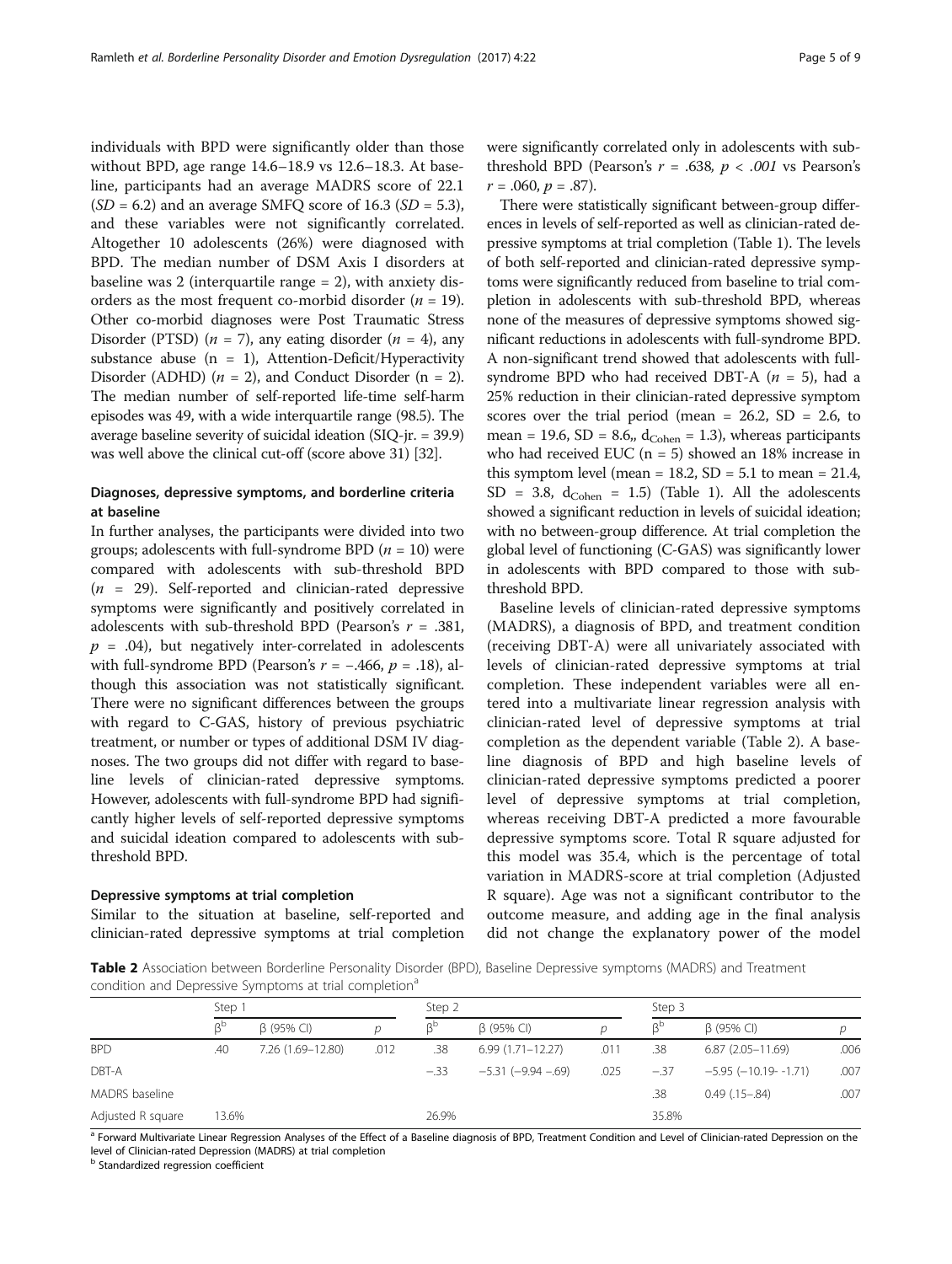individuals with BPD were significantly older than those without BPD, age range 14.6–18.9 vs 12.6–18.3. At baseline, participants had an average MADRS score of 22.1 ($SD = 6.2$) and an average SMFQ score of 16.3 ($SD = 5.3$), and these variables were not significantly correlated. Altogether 10 adolescents (26%) were diagnosed with BPD. The median number of DSM Axis I disorders at baseline was 2 (interquartile range = 2), with anxiety disorders as the most frequent co-morbid disorder ($n = 19$). Other co-morbid diagnoses were Post Traumatic Stress Disorder (PTSD) ($n = 7$), any eating disorder ($n = 4$), any substance abuse (n = 1), Attention-Deficit/Hyperactivity Disorder (ADHD) ($n = 2$), and Conduct Disorder (n = 2). The median number of self-reported life-time self-harm episodes was 49, with a wide interquartile range (98.5). The average baseline severity of suicidal ideation (SIQ-jr. = 39.9) was well above the clinical cut-off (score above 31) [32].

### Diagnoses, depressive symptoms, and borderline criteria at baseline

In further analyses, the participants were divided into two groups; adolescents with full-syndrome BPD ($n = 10$) were compared with adolescents with sub-threshold BPD ($n = 29$). Self-reported and clinician-rated depressive symptoms were significantly and positively correlated in adolescents with sub-threshold BPD (Pearson's $r = .381$, $p = .04$), but negatively inter-correlated in adolescents with full-syndrome BPD (Pearson's $r = -.466$, $p = .18$), although this association was not statistically significant. There were no significant differences between the groups with regard to C-GAS, history of previous psychiatric treatment, or number or types of additional DSM IV diagnoses. The two groups did not differ with regard to baseline levels of clinician-rated depressive symptoms. However, adolescents with full-syndrome BPD had significantly higher levels of self-reported depressive symptoms and suicidal ideation compared to adolescents with sub-threshold BPD.

### Depressive symptoms at trial completion

Similar to the situation at baseline, self-reported and clinician-rated depressive symptoms at trial completion were significantly correlated only in adolescents with sub-threshold BPD (Pearson's $r = .638$, $p < .001$ vs Pearson's $r = .060$, $p = .87$).

There were statistically significant between-group differences in levels of self-reported as well as clinician-rated depressive symptoms at trial completion (Table 1). The levels of both self-reported and clinician-rated depressive symptoms were significantly reduced from baseline to trial completion in adolescents with sub-threshold BPD, whereas none of the measures of depressive symptoms showed significant reductions in adolescents with full-syndrome BPD. A non-significant trend showed that adolescents with full-syndrome BPD who had received DBT-A ($n = 5$), had a 25% reduction in their clinician-rated depressive symptom scores over the trial period (mean = 26.2, SD = 2.6, to mean = 19.6, SD = 8.6,, $d_{Cohen} = 1.3$), whereas participants who had received EUC (n = 5) showed an 18% increase in this symptom level (mean = 18.2, SD = 5.1 to mean = 21.4, SD = 3.8, $d_{Cohen} = 1.5$) (Table 1). All the adolescents showed a significant reduction in levels of suicidal ideation; with no between-group difference. At trial completion the global level of functioning (C-GAS) was significantly lower in adolescents with BPD compared to those with sub-threshold BPD.

Baseline levels of clinician-rated depressive symptoms (MADRS), a diagnosis of BPD, and treatment condition (receiving DBT-A) were all univariately associated with levels of clinician-rated depressive symptoms at trial completion. These independent variables were all entered into a multivariate linear regression analysis with clinician-rated level of depressive symptoms at trial completion as the dependent variable (Table 2). A baseline diagnosis of BPD and high baseline levels of clinician-rated depressive symptoms predicted a poorer level of depressive symptoms at trial completion, whereas receiving DBT-A predicted a more favourable depressive symptoms score. Total R square adjusted for this model was 35.4, which is the percentage of total variation in MADRS-score at trial completion (Adjusted R square). Age was not a significant contributor to the outcome measure, and adding age in the final analysis did not change the explanatory power of the model

**Table 2** Association between Borderline Personality Disorder (BPD), Baseline Depressive symptoms (MADRS) and Treatment condition and Depressive Symptoms at trial completion[a]

| | Step 1 | | | Step 2 | | | Step 3 | | |
|---|---|---|---|---|---|---|---|---|---|
| | $\beta^b$ | β (95% CI) | $p$ | $\beta^b$ | β (95% CI) | $p$ | $\beta^b$ | β (95% CI) | $p$ |
| BPD | .40 | 7.26 (1.69–12.80) | .012 | .38 | 6.99 (1.71–12.27) | .011 | .38 | 6.87 (2.05–11.69) | .006 |
| DBT-A | | | | −.33 | −5.31 (−9.94 –.69) | .025 | −.37 | −5.95 (−10.19- -1.71) | .007 |
| MADRS baseline | | | | | | | .38 | 0.49 (.15–.84) | .007 |
| Adjusted R square | 13.6% | | | 26.9% | | | 35.8% | | |

[a] Forward Multivariate Linear Regression Analyses of the Effect of a Baseline diagnosis of BPD, Treatment Condition and Level of Clinician-rated Depression on the level of Clinician-rated Depression (MADRS) at trial completion

[b] Standardized regression coefficient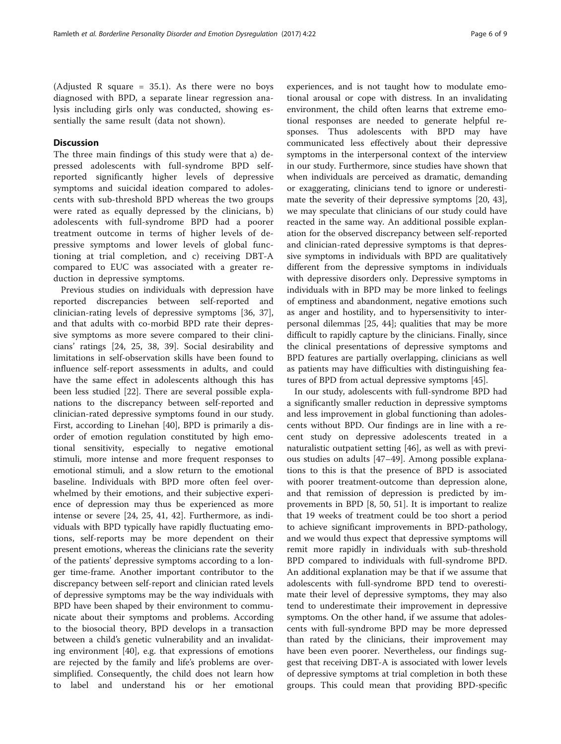(Adjusted R square = 35.1). As there were no boys diagnosed with BPD, a separate linear regression analysis including girls only was conducted, showing essentially the same result (data not shown).

## Discussion

The three main findings of this study were that a) depressed adolescents with full-syndrome BPD self-reported significantly higher levels of depressive symptoms and suicidal ideation compared to adolescents with sub-threshold BPD whereas the two groups were rated as equally depressed by the clinicians, b) adolescents with full-syndrome BPD had a poorer treatment outcome in terms of higher levels of depressive symptoms and lower levels of global functioning at trial completion, and c) receiving DBT-A compared to EUC was associated with a greater reduction in depressive symptoms.

Previous studies on individuals with depression have reported discrepancies between self-reported and clinician-rating levels of depressive symptoms [36, 37], and that adults with co-morbid BPD rate their depressive symptoms as more severe compared to their clinicians' ratings [24, 25, 38, 39]. Social desirability and limitations in self-observation skills have been found to influence self-report assessments in adults, and could have the same effect in adolescents although this has been less studied [22]. There are several possible explanations to the discrepancy between self-reported and clinician-rated depressive symptoms found in our study. First, according to Linehan [40], BPD is primarily a disorder of emotion regulation constituted by high emotional sensitivity, especially to negative emotional stimuli, more intense and more frequent responses to emotional stimuli, and a slow return to the emotional baseline. Individuals with BPD more often feel overwhelmed by their emotions, and their subjective experience of depression may thus be experienced as more intense or severe [24, 25, 41, 42]. Furthermore, as individuals with BPD typically have rapidly fluctuating emotions, self-reports may be more dependent on their present emotions, whereas the clinicians rate the severity of the patients' depressive symptoms according to a longer time-frame. Another important contributor to the discrepancy between self-report and clinician rated levels of depressive symptoms may be the way individuals with BPD have been shaped by their environment to communicate about their symptoms and problems. According to the biosocial theory, BPD develops in a transaction between a child's genetic vulnerability and an invalidating environment [40], e.g. that expressions of emotions are rejected by the family and life's problems are oversimplified. Consequently, the child does not learn how to label and understand his or her emotional experiences, and is not taught how to modulate emotional arousal or cope with distress. In an invalidating environment, the child often learns that extreme emotional responses are needed to generate helpful responses. Thus adolescents with BPD may have communicated less effectively about their depressive symptoms in the interpersonal context of the interview in our study. Furthermore, since studies have shown that when individuals are perceived as dramatic, demanding or exaggerating, clinicians tend to ignore or underestimate the severity of their depressive symptoms [20, 43], we may speculate that clinicians of our study could have reacted in the same way. An additional possible explanation for the observed discrepancy between self-reported and clinician-rated depressive symptoms is that depressive symptoms in individuals with BPD are qualitatively different from the depressive symptoms in individuals with depressive disorders only. Depressive symptoms in individuals with in BPD may be more linked to feelings of emptiness and abandonment, negative emotions such as anger and hostility, and to hypersensitivity to interpersonal dilemmas [25, 44]; qualities that may be more difficult to rapidly capture by the clinicians. Finally, since the clinical presentations of depressive symptoms and BPD features are partially overlapping, clinicians as well as patients may have difficulties with distinguishing features of BPD from actual depressive symptoms [45].

In our study, adolescents with full-syndrome BPD had a significantly smaller reduction in depressive symptoms and less improvement in global functioning than adolescents without BPD. Our findings are in line with a recent study on depressive adolescents treated in a naturalistic outpatient setting [46], as well as with previous studies on adults [47–49]. Among possible explanations to this is that the presence of BPD is associated with poorer treatment-outcome than depression alone, and that remission of depression is predicted by improvements in BPD [8, 50, 51]. It is important to realize that 19 weeks of treatment could be too short a period to achieve significant improvements in BPD-pathology, and we would thus expect that depressive symptoms will remit more rapidly in individuals with sub-threshold BPD compared to individuals with full-syndrome BPD. An additional explanation may be that if we assume that adolescents with full-syndrome BPD tend to overestimate their level of depressive symptoms, they may also tend to underestimate their improvement in depressive symptoms. On the other hand, if we assume that adolescents with full-syndrome BPD may be more depressed than rated by the clinicians, their improvement may have been even poorer. Nevertheless, our findings suggest that receiving DBT-A is associated with lower levels of depressive symptoms at trial completion in both these groups. This could mean that providing BPD-specific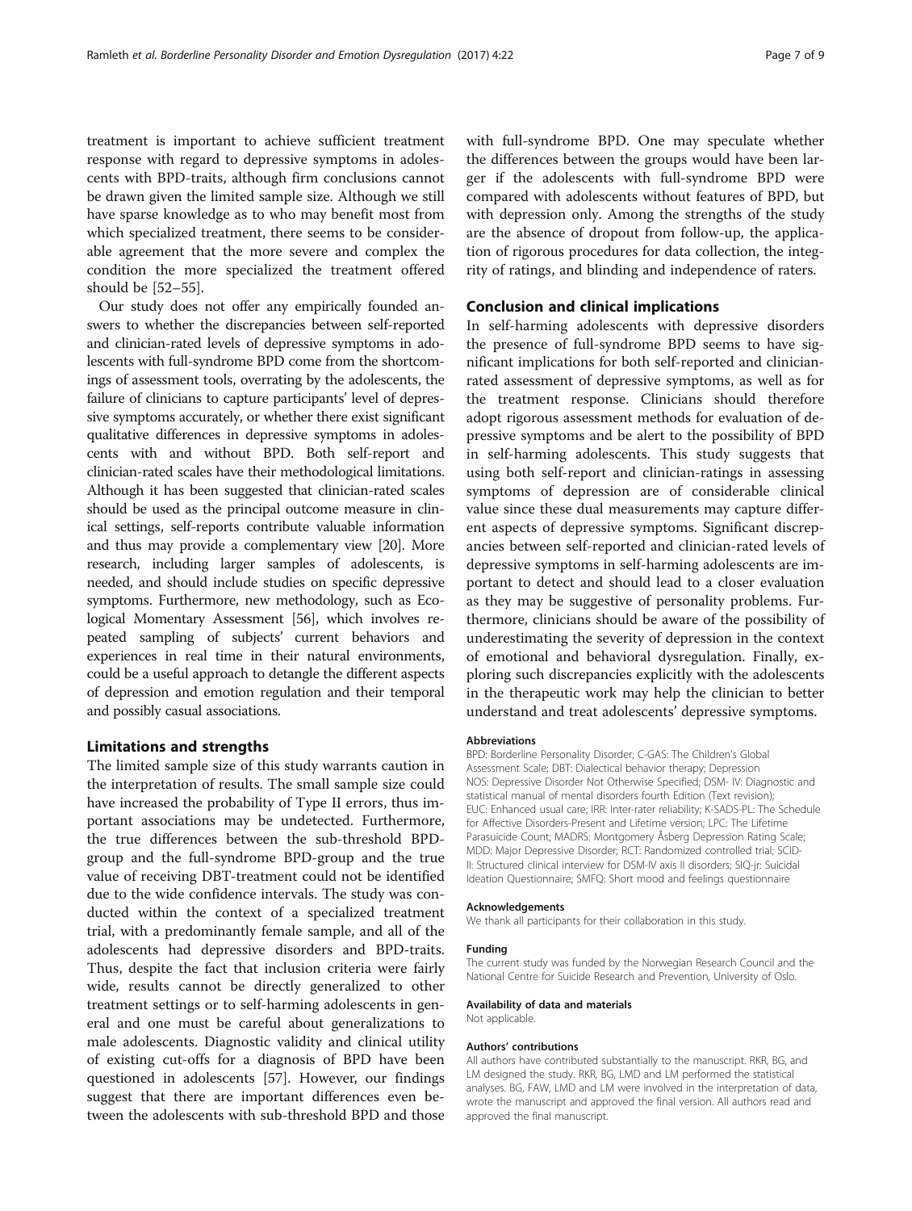treatment is important to achieve sufficient treatment response with regard to depressive symptoms in adolescents with BPD-traits, although firm conclusions cannot be drawn given the limited sample size. Although we still have sparse knowledge as to who may benefit most from which specialized treatment, there seems to be considerable agreement that the more severe and complex the condition the more specialized the treatment offered should be [52–55].

Our study does not offer any empirically founded answers to whether the discrepancies between self-reported and clinician-rated levels of depressive symptoms in adolescents with full-syndrome BPD come from the shortcomings of assessment tools, overrating by the adolescents, the failure of clinicians to capture participants' level of depressive symptoms accurately, or whether there exist significant qualitative differences in depressive symptoms in adolescents with and without BPD. Both self-report and clinician-rated scales have their methodological limitations. Although it has been suggested that clinician-rated scales should be used as the principal outcome measure in clinical settings, self-reports contribute valuable information and thus may provide a complementary view [20]. More research, including larger samples of adolescents, is needed, and should include studies on specific depressive symptoms. Furthermore, new methodology, such as Ecological Momentary Assessment [56], which involves repeated sampling of subjects' current behaviors and experiences in real time in their natural environments, could be a useful approach to detangle the different aspects of depression and emotion regulation and their temporal and possibly casual associations.

## Limitations and strengths

The limited sample size of this study warrants caution in the interpretation of results. The small sample size could have increased the probability of Type II errors, thus important associations may be undetected. Furthermore, the true differences between the sub-threshold BPD-group and the full-syndrome BPD-group and the true value of receiving DBT-treatment could not be identified due to the wide confidence intervals. The study was conducted within the context of a specialized treatment trial, with a predominantly female sample, and all of the adolescents had depressive disorders and BPD-traits. Thus, despite the fact that inclusion criteria were fairly wide, results cannot be directly generalized to other treatment settings or to self-harming adolescents in general and one must be careful about generalizations to male adolescents. Diagnostic validity and clinical utility of existing cut-offs for a diagnosis of BPD have been questioned in adolescents [57]. However, our findings suggest that there are important differences even between the adolescents with sub-threshold BPD and those with full-syndrome BPD. One may speculate whether the differences between the groups would have been larger if the adolescents with full-syndrome BPD were compared with adolescents without features of BPD, but with depression only. Among the strengths of the study are the absence of dropout from follow-up, the application of rigorous procedures for data collection, the integrity of ratings, and blinding and independence of raters.

## Conclusion and clinical implications

In self-harming adolescents with depressive disorders the presence of full-syndrome BPD seems to have significant implications for both self-reported and clinician-rated assessment of depressive symptoms, as well as for the treatment response. Clinicians should therefore adopt rigorous assessment methods for evaluation of depressive symptoms and be alert to the possibility of BPD in self-harming adolescents. This study suggests that using both self-report and clinician-ratings in assessing symptoms of depression are of considerable clinical value since these dual measurements may capture different aspects of depressive symptoms. Significant discrepancies between self-reported and clinician-rated levels of depressive symptoms in self-harming adolescents are important to detect and should lead to a closer evaluation as they may be suggestive of personality problems. Furthermore, clinicians should be aware of the possibility of underestimating the severity of depression in the context of emotional and behavioral dysregulation. Finally, exploring such discrepancies explicitly with the adolescents in the therapeutic work may help the clinician to better understand and treat adolescents' depressive symptoms.

#### Abbreviations

BPD: Borderline Personality Disorder; C-GAS: The Children's Global Assessment Scale; DBT: Dialectical behavior therapy; Depression NOS: Depressive Disorder Not Otherwise Specified; DSM- IV: Diagnostic and statistical manual of mental disorders fourth Edition (Text revision); EUC: Enhanced usual care; IRR: Inter-rater reliability; K-SADS-PL: The Schedule for Affective Disorders-Present and Lifetime version; LPC: The Lifetime Parasuicide Count; MADRS: Montgomery Åsberg Depression Rating Scale; MDD: Major Depressive Disorder; RCT: Randomized controlled trial; SCID-II: Structured clinical interview for DSM-IV axis II disorders; SIQ-jr: Suicidal Ideation Questionnaire; SMFQ: Short mood and feelings questionnaire

#### Acknowledgements

We thank all participants for their collaboration in this study.

#### Funding

The current study was funded by the Norwegian Research Council and the National Centre for Suicide Research and Prevention, University of Oslo.

#### Availability of data and materials

Not applicable.

#### Authors' contributions

All authors have contributed substantially to the manuscript. RKR, BG, and LM designed the study. RKR, BG, LMD and LM performed the statistical analyses. BG, FAW, LMD and LM were involved in the interpretation of data, wrote the manuscript and approved the final version. All authors read and approved the final manuscript.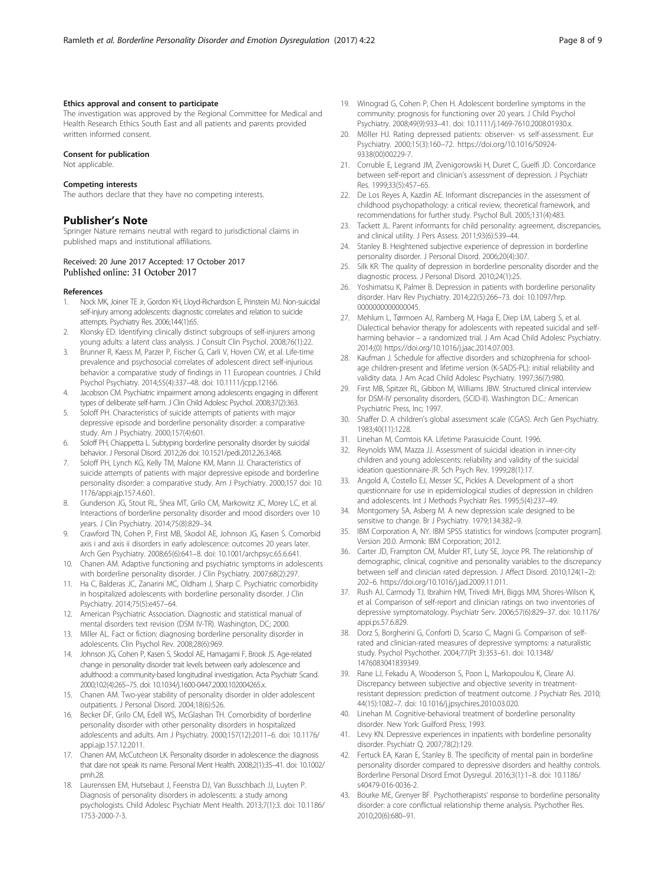#### Ethics approval and consent to participate

The investigation was approved by the Regional Committee for Medical and Health Research Ethics South East and all patients and parents provided written informed consent.

#### Consent for publication

Not applicable.

#### Competing interests

The authors declare that they have no competing interests.

## Publisher's Note

Springer Nature remains neutral with regard to jurisdictional claims in published maps and institutional affiliations.

Received: 20 June 2017 Accepted: 17 October 2017
Published online: 31 October 2017

#### References

1. Nock MK, Joiner TE Jr, Gordon KH, Lloyd-Richardson E, Prinstein MJ. Non-suicidal self-injury among adolescents: diagnostic correlates and relation to suicide attempts. Psychiatry Res. 2006;144(1):65.
2. Klonsky ED. Identifying clinically distinct subgroups of self-injurers among young adults: a latent class analysis. J Consult Clin Psychol. 2008;76(1):22.
3. Brunner R, Kaess M, Parzer P, Fischer G, Carli V, Hoven CW, et al. Life-time prevalence and psychosocial correlates of adolescent direct self-injurious behavior: a comparative study of findings in 11 European countries. J Child Psychol Psychiatry. 2014;55(4):337–48. doi: 10.1111/jcpp.12166.
4. Jacobson CM. Psychiatric impairment among adolescents engaging in different types of deliberate self-harm. J Clin Child Adolesc Psychol. 2008;37(2):363.
5. Soloff PH. Characteristics of suicide attempts of patients with major depressive episode and borderline personality disorder: a comparative study. Am J Psychiatry. 2000;157(4):601.
6. Soloff PH, Chiappetta L. Subtyping borderline personality disorder by suicidal behavior. J Personal Disord. 2012;26 doi: 10.1521/pedi.2012.26.3.468.
7. Soloff PH, Lynch KG, Kelly TM, Malone KM, Mann JJ. Characteristics of suicide attempts of patients with major depressive episode and borderline personality disorder: a comparative study. Am J Psychiatry. 2000;157 doi: 10.1176/appi.ajp.157.4.601.
8. Gunderson JG, Stout RL, Shea MT, Grilo CM, Markowitz JC, Morey LC, et al. Interactions of borderline personality disorder and mood disorders over 10 years. J Clin Psychiatry. 2014;75(8):829–34.
9. Crawford TN, Cohen P, First MB, Skodol AE, Johnson JG, Kasen S. Comorbid axis i and axis ii disorders in early adolescence: outcomes 20 years later. Arch Gen Psychiatry. 2008;65(6):641–8. doi: 10.1001/archpsyc.65.6.641.
10. Chanen AM. Adaptive functioning and psychiatric symptoms in adolescents with borderline personality disorder. J Clin Psychiatry. 2007;68(2):297.
11. Ha C, Balderas JC, Zanarini MC, Oldham J, Sharp C. Psychiatric comorbidity in hospitalized adolescents with borderline personality disorder. J Clin Psychiatry. 2014;75(5):e457–64.
12. American Psychiatric Association. Diagnostic and statistical manual of mental disorders text revision (DSM IV-TR). Washington, DC; 2000.
13. Miller AL. Fact or fiction: diagnosing borderline personality disorder in adolescents. Clin Psychol Rev. 2008;28(6):969.
14. Johnson JG, Cohen P, Kasen S, Skodol AE, Hamagami F, Brook JS. Age-related change in personality disorder trait levels between early adolescence and adulthood: a community-based longitudinal investigation. Acta Psychiatr Scand. 2000;102(4):265–75. doi: 10.1034/j.1600-0447.2000.102004265.x.
15. Chanen AM. Two-year stability of personality disorder in older adolescent outpatients. J Personal Disord. 2004;18(6):526.
16. Becker DF, Grilo CM, Edell WS, McGlashan TH. Comorbidity of borderline personality disorder with other personality disorders in hospitalized adolescents and adults. Am J Psychiatry. 2000;157(12):2011–6. doi: 10.1176/appi.ajp.157.12.2011.
17. Chanen AM, McCutcheon LK. Personality disorder in adolescence: the diagnosis that dare not speak its name. Personal Ment Health. 2008;2(1):35–41. doi: 10.1002/pmh.28.
18. Laurenssen EM, Hutsebaut J, Feenstra DJ, Van Busschbach JJ, Luyten P. Diagnosis of personality disorders in adolescents: a study among psychologists. Child Adolesc Psychiatr Ment Health. 2013;7(1):3. doi: 10.1186/1753-2000-7-3.
19. Winograd G, Cohen P, Chen H. Adolescent borderline symptoms in the community: prognosis for functioning over 20 years. J Child Psychol Psychiatry. 2008;49(9):933–41. doi: 10.1111/j.1469-7610.2008.01930.x.
20. Möller HJ. Rating depressed patients: observer- vs self-assessment. Eur Psychiatry. 2000;15(3):160–72. https://doi.org/10.1016/S0924-9338(00)00229-7.
21. Corruble E, Legrand JM, Zvenigorowski H, Duret C, Guelfi JD. Concordance between self-report and clinician's assessment of depression. J Psychiatr Res. 1999;33(5):457–65.
22. De Los Reyes A, Kazdin AE. Informant discrepancies in the assessment of childhood psychopathology: a critical review, theoretical framework, and recommendations for further study. Psychol Bull. 2005;131(4):483.
23. Tackett JL. Parent informants for child personality: agreement, discrepancies, and clinical utility. J Pers Assess. 2011;93(6):539–44.
24. Stanley B. Heightened subjective experience of depression in borderline personality disorder. J Personal Disord. 2006;20(4):307.
25. Silk KR. The quality of depression in borderline personality disorder and the diagnostic process. J Personal Disord. 2010;24(1):25.
26. Yoshimatsu K, Palmer B. Depression in patients with borderline personality disorder. Harv Rev Psychiatry. 2014;22(5):266–73. doi: 10.1097/hrp.0000000000000045.
27. Mehlum L, Tørmoen AJ, Ramberg M, Haga E, Diep LM, Laberg S, et al. Dialectical behavior therapy for adolescents with repeated suicidal and self-harming behavior – a randomized trial. J Am Acad Child Adolesc Psychiatry. 2014;(0) https://doi.org/10.1016/j.jaac.2014.07.003.
28. Kaufman J. Schedule for affective disorders and schizophrenia for school-age children-present and lifetime version (K-SADS-PL): initial reliability and validity data. J Am Acad Child Adolesc Psychiatry. 1997;36(7):980.
29. First MB, Spitzer RL, Gibbon M, Williams JBW. Structured clinical interview for DSM-IV personality disorders, (SCID-II). Washington D.C.: American Psychiatric Press, Inc; 1997.
30. Shaffer D. A children's global assessment scale (CGAS). Arch Gen Psychiatry. 1983;40(11):1228.
31. Linehan M, Comtois KA. Lifetime Parasuicide Count. 1996.
32. Reynolds WM, Mazza JJ. Assessment of suicidal ideation in inner-city children and young adolescents: reliability and validity of the suicidal ideation questionnaire-JR. Sch Psych Rev. 1999;28(1):17.
33. Angold A, Costello EJ, Messer SC, Pickles A. Development of a short questionnaire for use in epidemiological studies of depression in children and adolescents. Int J Methods Psychiatr Res. 1995;5(4):237–49.
34. Montgomery SA, Asberg M. A new depression scale designed to be sensitive to change. Br J Psychiatry. 1979;134:382–9.
35. IBM Corporation A, NY. IBM SPSS statistics for windows [computer program]. Version 20.0. Armonk: IBM Corporation; 2012.
36. Carter JD, Frampton CM, Mulder RT, Luty SE, Joyce PR. The relationship of demographic, clinical, cognitive and personality variables to the discrepancy between self and clinician rated depression. J Affect Disord. 2010;124(1–2):202–6. https://doi.org/10.1016/j.jad.2009.11.011.
37. Rush AJ, Carmody TJ, Ibrahim HM, Trivedi MH, Biggs MM, Shores-Wilson K, et al. Comparison of self-report and clinician ratings on two inventories of depressive symptomatology. Psychiatr Serv. 2006;57(6):829–37. doi: 10.1176/appi.ps.57.6.829.
38. Dorz S, Borgherini G, Conforti D, Scarso C, Magni G. Comparison of self-rated and clinician-rated measures of depressive symptoms: a naturalistic study. Psychol Psychother. 2004;77(Pt 3):353–61. doi: 10.1348/1476083041839349.
39. Rane LJ, Fekadu A, Wooderson S, Poon L, Markopoulou K, Cleare AJ. Discrepancy between subjective and objective severity in treatment-resistant depression: prediction of treatment outcome. J Psychiatr Res. 2010;44(15):1082–7. doi: 10.1016/j.jpsychires.2010.03.020.
40. Linehan M. Cognitive-behavioral treatment of borderline personality disorder. New York: Guilford Press; 1993.
41. Levy KN. Depressive experiences in inpatients with borderline personality disorder. Psychiatr Q. 2007;78(2):129.
42. Fertuck EA, Karan E, Stanley B. The specificity of mental pain in borderline personality disorder compared to depressive disorders and healthy controls. Borderline Personal Disord Emot Dysregul. 2016;3(1):1–8. doi: 10.1186/s40479-016-0036-2.
43. Bourke ME, Grenyer BF. Psychotherapists' response to borderline personality disorder: a core conflictual relationship theme analysis. Psychother Res. 2010;20(6):680–91.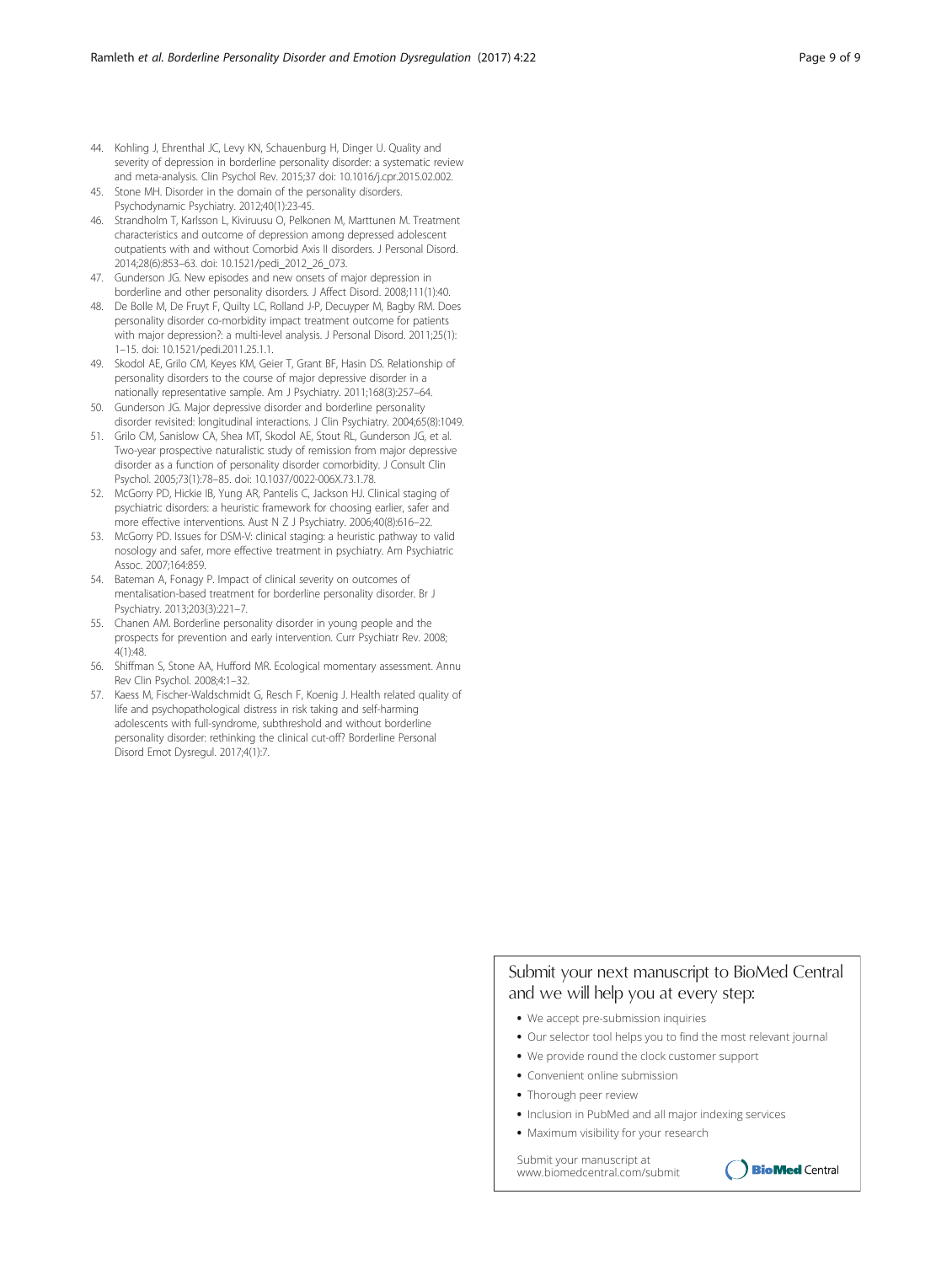44. Kohling J, Ehrenthal JC, Levy KN, Schauenburg H, Dinger U. Quality and severity of depression in borderline personality disorder: a systematic review and meta-analysis. Clin Psychol Rev. 2015;37 doi: 10.1016/j.cpr.2015.02.002.
45. Stone MH. Disorder in the domain of the personality disorders. Psychodynamic Psychiatry. 2012;40(1):23-45.
46. Strandholm T, Karlsson L, Kiviruusu O, Pelkonen M, Marttunen M. Treatment characteristics and outcome of depression among depressed adolescent outpatients with and without Comorbid Axis II disorders. J Personal Disord. 2014;28(6):853–63. doi: 10.1521/pedi_2012_26_073.
47. Gunderson JG. New episodes and new onsets of major depression in borderline and other personality disorders. J Affect Disord. 2008;111(1):40.
48. De Bolle M, De Fruyt F, Quilty LC, Rolland J-P, Decuyper M, Bagby RM. Does personality disorder co-morbidity impact treatment outcome for patients with major depression?: a multi-level analysis. J Personal Disord. 2011;25(1): 1–15. doi: 10.1521/pedi.2011.25.1.1.
49. Skodol AE, Grilo CM, Keyes KM, Geier T, Grant BF, Hasin DS. Relationship of personality disorders to the course of major depressive disorder in a nationally representative sample. Am J Psychiatry. 2011;168(3):257–64.
50. Gunderson JG. Major depressive disorder and borderline personality disorder revisited: longitudinal interactions. J Clin Psychiatry. 2004;65(8):1049.
51. Grilo CM, Sanislow CA, Shea MT, Skodol AE, Stout RL, Gunderson JG, et al. Two-year prospective naturalistic study of remission from major depressive disorder as a function of personality disorder comorbidity. J Consult Clin Psychol. 2005;73(1):78–85. doi: 10.1037/0022-006X.73.1.78.
52. McGorry PD, Hickie IB, Yung AR, Pantelis C, Jackson HJ. Clinical staging of psychiatric disorders: a heuristic framework for choosing earlier, safer and more effective interventions. Aust N Z J Psychiatry. 2006;40(8):616–22.
53. McGorry PD. Issues for DSM-V: clinical staging: a heuristic pathway to valid nosology and safer, more effective treatment in psychiatry. Am Psychiatric Assoc. 2007;164:859.
54. Bateman A, Fonagy P. Impact of clinical severity on outcomes of mentalisation-based treatment for borderline personality disorder. Br J Psychiatry. 2013;203(3):221–7.
55. Chanen AM. Borderline personality disorder in young people and the prospects for prevention and early intervention. Curr Psychiatr Rev. 2008; 4(1):48.
56. Shiffman S, Stone AA, Hufford MR. Ecological momentary assessment. Annu Rev Clin Psychol. 2008;4:1–32.
57. Kaess M, Fischer-Waldschmidt G, Resch F, Koenig J. Health related quality of life and psychopathological distress in risk taking and self-harming adolescents with full-syndrome, subthreshold and without borderline personality disorder: rethinking the clinical cut-off? Borderline Personal Disord Emot Dysregul. 2017;4(1):7.

Submit your next manuscript to BioMed Central and we will help you at every step:

- We accept pre-submission inquiries
- Our selector tool helps you to find the most relevant journal
- We provide round the clock customer support
- Convenient online submission
- Thorough peer review
- Inclusion in PubMed and all major indexing services
- Maximum visibility for your research

Submit your manuscript at
www.biomedcentral.com/submit

BioMed Central